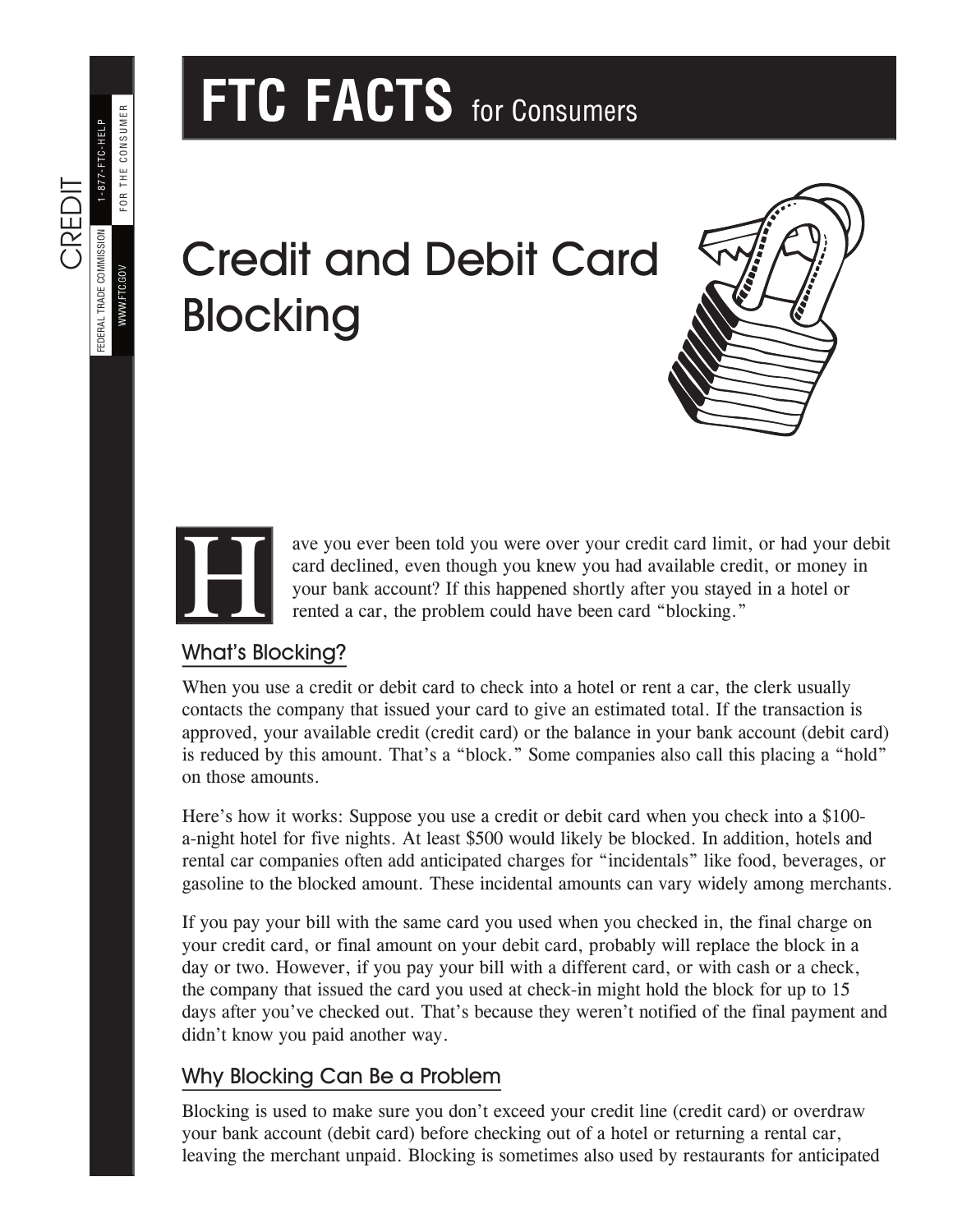CREDIT

FEDERAL TRADE COMMISSION | 1-877-FTC-HELP
WWW.FTC.GOV | FOR THE CONSUMER

# FTC FACTS for Consumers

# Credit and Debit Card Blocking

Have you ever been told you were over your credit card limit, or had your debit card declined, even though you knew you had available credit, or money in your bank account? If this happened shortly after you stayed in a hotel or rented a car, the problem could have been card "blocking."

## What's Blocking?

When you use a credit or debit card to check into a hotel or rent a car, the clerk usually contacts the company that issued your card to give an estimated total. If the transaction is approved, your available credit (credit card) or the balance in your bank account (debit card) is reduced by this amount. That's a "block." Some companies also call this placing a "hold" on those amounts.

Here's how it works: Suppose you use a credit or debit card when you check into a $100-a-night hotel for five nights. At least $500 would likely be blocked. In addition, hotels and rental car companies often add anticipated charges for "incidentals" like food, beverages, or gasoline to the blocked amount. These incidental amounts can vary widely among merchants.

If you pay your bill with the same card you used when you checked in, the final charge on your credit card, or final amount on your debit card, probably will replace the block in a day or two. However, if you pay your bill with a different card, or with cash or a check, the company that issued the card you used at check-in might hold the block for up to 15 days after you've checked out. That's because they weren't notified of the final payment and didn't know you paid another way.

## Why Blocking Can Be a Problem

Blocking is used to make sure you don't exceed your credit line (credit card) or overdraw your bank account (debit card) before checking out of a hotel or returning a rental car, leaving the merchant unpaid. Blocking is sometimes also used by restaurants for anticipated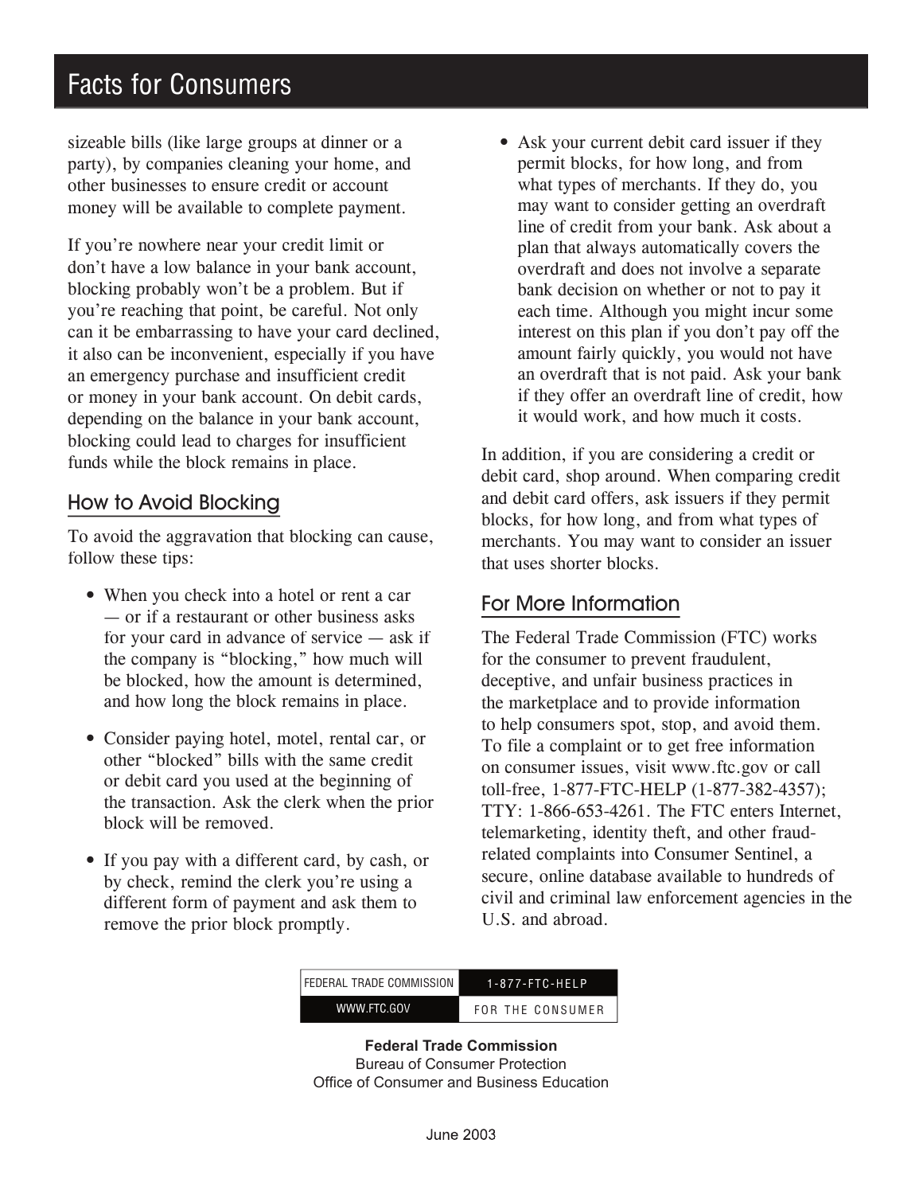sizeable bills (like large groups at dinner or a party), by companies cleaning your home, and other businesses to ensure credit or account money will be available to complete payment.

If you're nowhere near your credit limit or don't have a low balance in your bank account, blocking probably won't be a problem. But if you're reaching that point, be careful. Not only can it be embarrassing to have your card declined, it also can be inconvenient, especially if you have an emergency purchase and insufficient credit or money in your bank account. On debit cards, depending on the balance in your bank account, blocking could lead to charges for insufficient funds while the block remains in place.

## How to Avoid Blocking

To avoid the aggravation that blocking can cause, follow these tips:

- When you check into a hotel or rent a car — or if a restaurant or other business asks for your card in advance of service — ask if the company is "blocking," how much will be blocked, how the amount is determined, and how long the block remains in place.
- Consider paying hotel, motel, rental car, or other "blocked" bills with the same credit or debit card you used at the beginning of the transaction. Ask the clerk when the prior block will be removed.
- If you pay with a different card, by cash, or by check, remind the clerk you're using a different form of payment and ask them to remove the prior block promptly.
- Ask your current debit card issuer if they permit blocks, for how long, and from what types of merchants. If they do, you may want to consider getting an overdraft line of credit from your bank. Ask about a plan that always automatically covers the overdraft and does not involve a separate bank decision on whether or not to pay it each time. Although you might incur some interest on this plan if you don't pay off the amount fairly quickly, you would not have an overdraft that is not paid. Ask your bank if they offer an overdraft line of credit, how it would work, and how much it costs.

In addition, if you are considering a credit or debit card, shop around. When comparing credit and debit card offers, ask issuers if they permit blocks, for how long, and from what types of merchants. You may want to consider an issuer that uses shorter blocks.

## For More Information

The Federal Trade Commission (FTC) works for the consumer to prevent fraudulent, deceptive, and unfair business practices in the marketplace and to provide information to help consumers spot, stop, and avoid them. To file a complaint or to get free information on consumer issues, visit www.ftc.gov or call toll-free, 1-877-FTC-HELP (1-877-382-4357); TTY: 1-866-653-4261. The FTC enters Internet, telemarketing, identity theft, and other fraud-related complaints into Consumer Sentinel, a secure, online database available to hundreds of civil and criminal law enforcement agencies in the U.S. and abroad.

FEDERAL TRADE COMMISSION | 1-877-FTC-HELP
WWW.FTC.GOV | FOR THE CONSUMER

**Federal Trade Commission**
Bureau of Consumer Protection
Office of Consumer and Business Education

June 2003